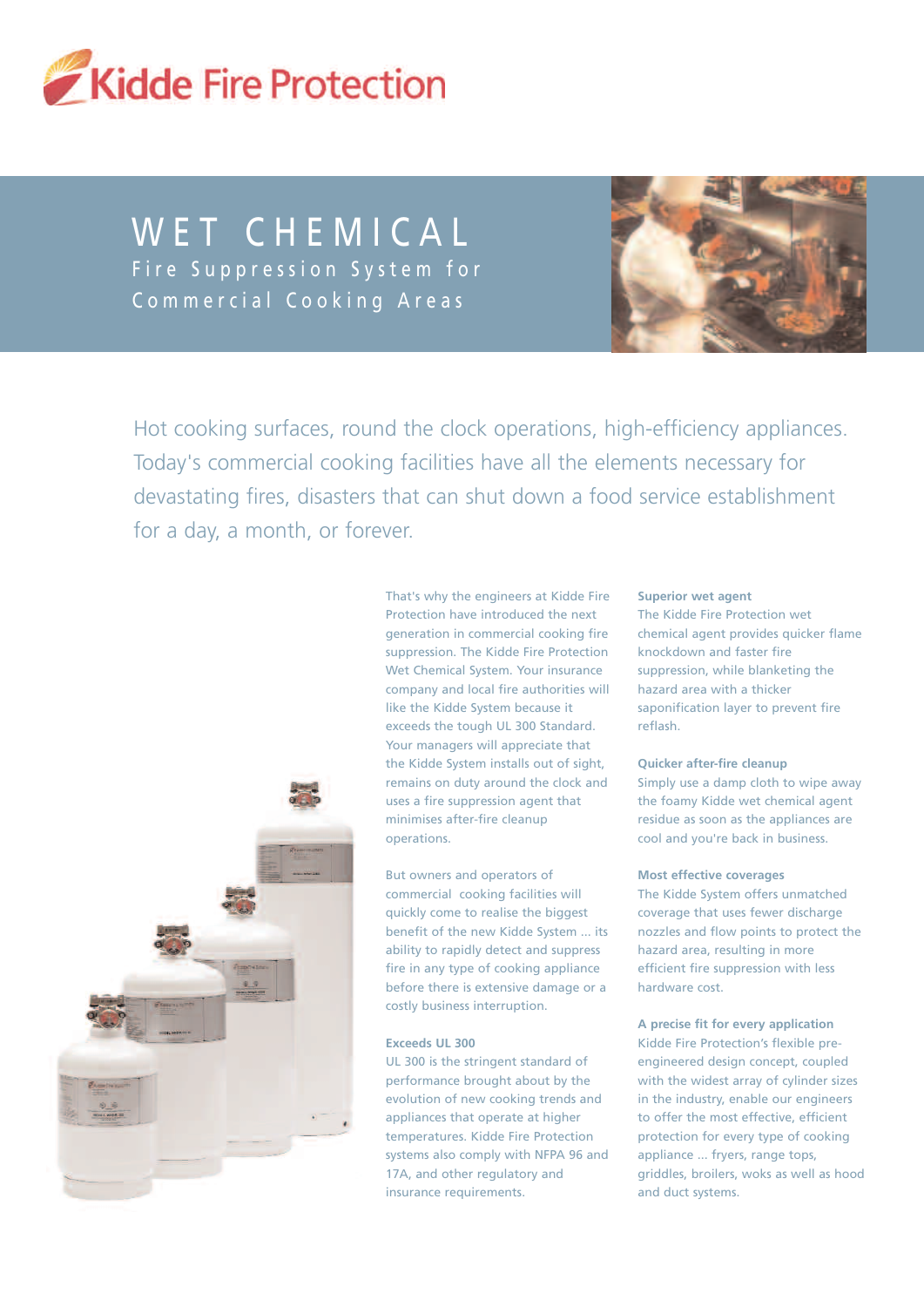# Kidde Fire Protection

## WET CHEMICAL

### Fire Suppression System for Commercial Cooking Areas

Hot cooking surfaces, round the clock operations, high-efficiency appliances. Today's commercial cooking facilities have all the elements necessary for devastating fires, disasters that can shut down a food service establishment for a day, a month, or forever.

That's why the engineers at Kidde Fire Protection have introduced the next generation in commercial cooking fire suppression. The Kidde Fire Protection Wet Chemical System. Your insurance company and local fire authorities will like the Kidde System because it exceeds the tough UL 300 Standard. Your managers will appreciate that the Kidde System installs out of sight, remains on duty around the clock and uses a fire suppression agent that minimises after-fire cleanup operations.

But owners and operators of commercial cooking facilities will quickly come to realise the biggest benefit of the new Kidde System ... its ability to rapidly detect and suppress fire in any type of cooking appliance before there is extensive damage or a costly business interruption.

**Exceeds UL 300**

UL 300 is the stringent standard of performance brought about by the evolution of new cooking trends and appliances that operate at higher temperatures. Kidde Fire Protection systems also comply with NFPA 96 and 17A, and other regulatory and insurance requirements.

**Superior wet agent**

The Kidde Fire Protection wet chemical agent provides quicker flame knockdown and faster fire suppression, while blanketing the hazard area with a thicker saponification layer to prevent fire reflash.

**Quicker after-fire cleanup**

Simply use a damp cloth to wipe away the foamy Kidde wet chemical agent residue as soon as the appliances are cool and you're back in business.

**Most effective coverages**

The Kidde System offers unmatched coverage that uses fewer discharge nozzles and flow points to protect the hazard area, resulting in more efficient fire suppression with less hardware cost.

**A precise fit for every application**

Kidde Fire Protection's flexible pre-engineered design concept, coupled with the widest array of cylinder sizes in the industry, enable our engineers to offer the most effective, efficient protection for every type of cooking appliance ... fryers, range tops, griddles, broilers, woks as well as hood and duct systems.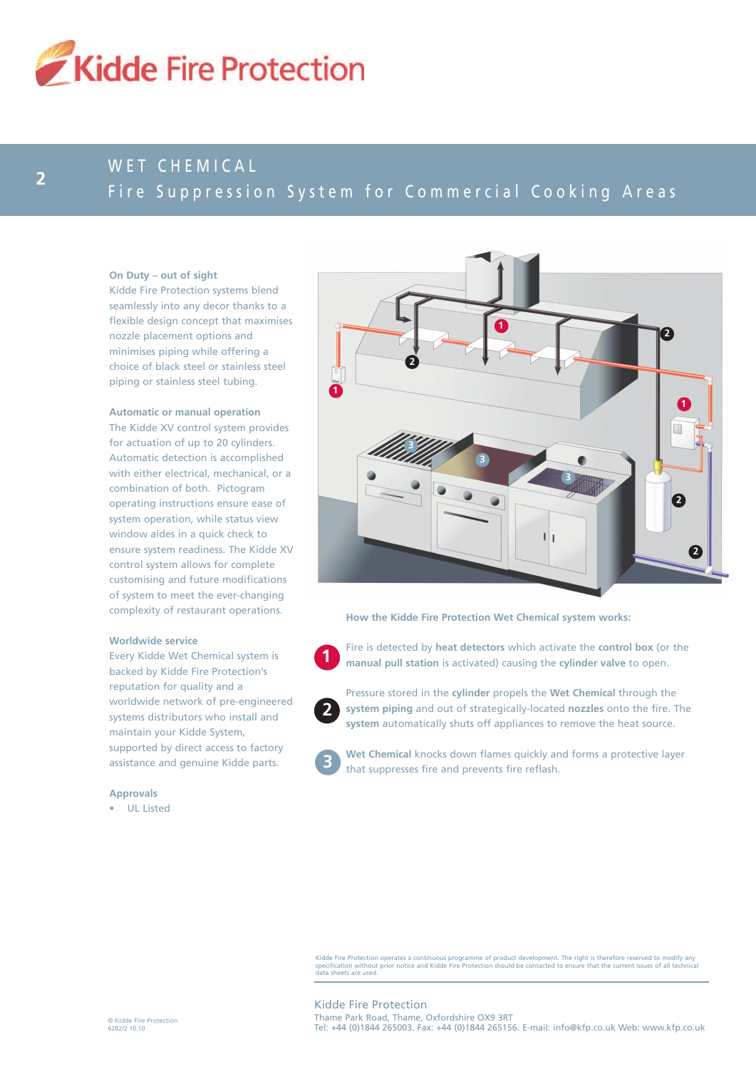# Kidde Fire Protection

## WET CHEMICAL
## Fire Suppression System for Commercial Cooking Areas

**On Duty – out of sight**
Kidde Fire Protection systems blend seamlessly into any decor thanks to a flexible design concept that maximises nozzle placement options and minimises piping while offering a choice of black steel or stainless steel piping or stainless steel tubing.

**Automatic or manual operation**
The Kidde XV control system provides for actuation of up to 20 cylinders. Automatic detection is accomplished with either electrical, mechanical, or a combination of both. Pictogram operating instructions ensure ease of system operation, while status view window aides in a quick check to ensure system readiness. The Kidde XV control system allows for complete customising and future modifications of system to meet the ever-changing complexity of restaurant operations.

**Worldwide service**
Every Kidde Wet Chemical system is backed by Kidde Fire Protection's reputation for quality and a worldwide network of pre-engineered systems distributors who install and maintain your Kidde System, supported by direct access to factory assistance and genuine Kidde parts.

**Approvals**

- UL Listed

**How the Kidde Fire Protection Wet Chemical system works:**

1. Fire is detected by **heat detectors** which activate the **control box** (or the **manual pull station** is activated) causing the **cylinder valve** to open.

2. Pressure stored in the **cylinder** propels the **Wet Chemical** through the **system piping** and out of strategically-located **nozzles** onto the fire. The system automatically shuts off appliances to remove the heat source.

3. **Wet Chemical** knocks down flames quickly and forms a protective layer that suppresses fire and prevents fire reflash.

Kidde Fire Protection operates a continuous programme of product development. The right is therefore reserved to modify any specification without prior notice and Kidde Fire Protection should be contacted to ensure that the current issues of all technical data sheets are used.

Kidde Fire Protection
Thame Park Road, Thame, Oxfordshire OX9 3RT
Tel: +44 (0)1844 265003. Fax: +44 (0)1844 265156. E-mail: info@kfp.co.uk Web: www.kfp.co.uk

© Kidde Fire Protection
6282/2 10.10